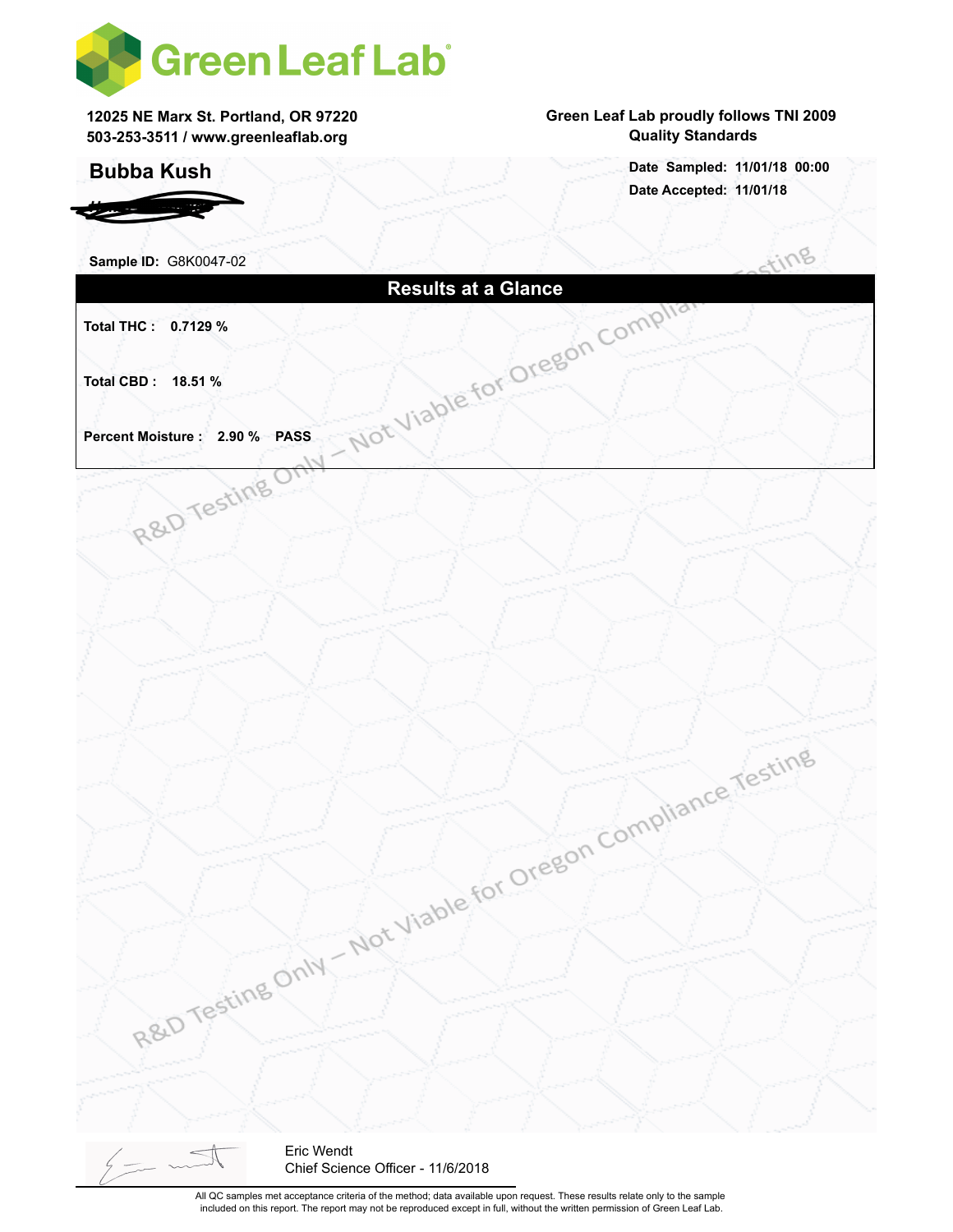# Green Leaf Lab

12025 NE Marx St. Portland, OR 97220
503-253-3511 / www.greenleaflab.org

Green Leaf Lab proudly follows TNI 2009 Quality Standards

## Bubba Kush

**Date Sampled:** 11/01/18 00:00
**Date Accepted:** 11/01/18

**Sample ID:** G8K0047-02

## Results at a Glance

**Total THC :** 0.7129 %

**Total CBD :** 18.51 %

**Percent Moisture :** 2.90 % **PASS**

R&D Testing Only – Not Viable for Oregon Compliance Testing

Eric Wendt
Chief Science Officer - 11/6/2018

All QC samples met acceptance criteria of the method; data available upon request. These results relate only to the sample included on this report. The report may not be reproduced except in full, without the written permission of Green Leaf Lab.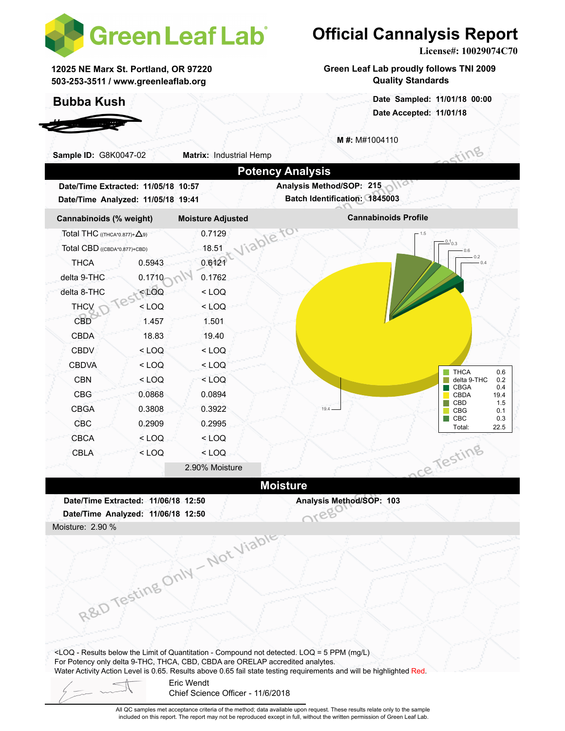# Green Leaf Lab

# Official Cannalysis Report

License#: 10029074C70

12025 NE Marx St. Portland, OR 97220
503-253-3511 / www.greenleaflab.org

Green Leaf Lab proudly follows TNI 2009 Quality Standards

## Bubba Kush

Date Sampled: 11/01/18 00:00
Date Accepted: 11/01/18

M #: M#1004110

**Sample ID:** G8K0047-02 **Matrix:** Industrial Hemp

## Potency Analysis

**Date/Time Extracted:** 11/05/18 10:57
**Date/Time Analyzed:** 11/05/18 19:41
**Analysis Method/SOP:** 215
**Batch Identification:** 1845003

| Cannabinoids (% weight) | | Moisture Adjusted |
|---|---|---|
| Total THC ((THCA*0.877)+Δ9) | | 0.7129 |
| Total CBD ((CBDA*0.877)+CBD) | | 18.51 |
| THCA | 0.5943 | 0.6121 |
| delta 9-THC | 0.1710 | 0.1762 |
| delta 8-THC | < LOQ | < LOQ |
| THCV | < LOQ | < LOQ |
| CBD | 1.457 | 1.501 |
| CBDA | 18.83 | 19.40 |
| CBDV | < LOQ | < LOQ |
| CBDVA | < LOQ | < LOQ |
| CBN | < LOQ | < LOQ |
| CBG | 0.0868 | 0.0894 |
| CBGA | 0.3808 | 0.3922 |
| CBC | 0.2909 | 0.2995 |
| CBCA | < LOQ | < LOQ |
| CBLA | < LOQ | < LOQ |
| | | 2.90% Moisture |

**Cannabinoids Profile**

| | |
|---|---|
| THCA | 0.6 |
| delta 9-THC | 0.2 |
| CBGA | 0.4 |
| CBDA | 19.4 |
| CBD | 1.5 |
| CBG | 0.1 |
| CBC | 0.3 |
| Total: | 22.5 |

## Moisture

**Date/Time Extracted:** 11/06/18 12:50
**Date/Time Analyzed:** 11/06/18 12:50
**Analysis Method/SOP:** 103

Moisture: 2.90 %

<LOQ - Results below the Limit of Quantitation - Compound not detected. LOQ = 5 PPM (mg/L)
For Potency only delta 9-THC, THCA, CBD, CBDA are ORELAP accredited analytes.
Water Activity Action Level is 0.65. Results above 0.65 fail state testing requirements and will be highlighted Red.

Eric Wendt
Chief Science Officer - 11/6/2018

All QC samples met acceptance criteria of the method; data available upon request. These results relate only to the sample included on this report. The report may not be reproduced except in full, without the written permission of Green Leaf Lab.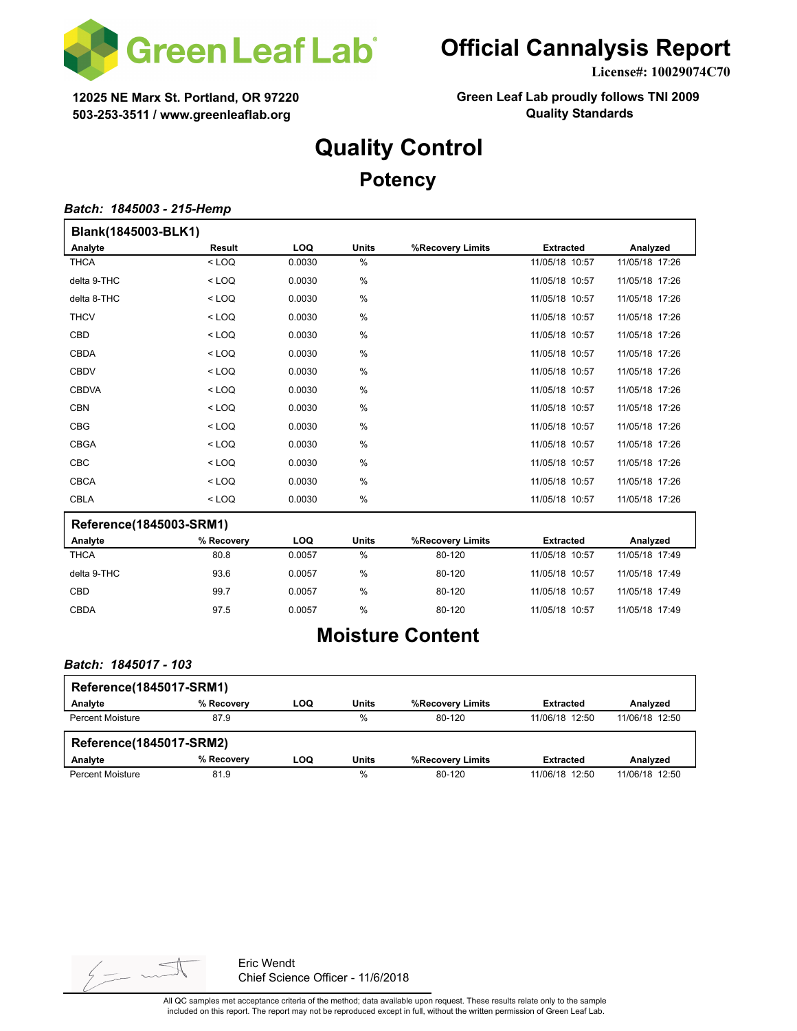Green Leaf Lab

# Official Cannalysis Report

License#: 10029074C70

12025 NE Marx St. Portland, OR 97220
503-253-3511 / www.greenleaflab.org

Green Leaf Lab proudly follows TNI 2009 Quality Standards

# Quality Control

## Potency

***Batch: 1845003 - 215-Hemp***

**Blank(1845003-BLK1)**

| Analyte | Result | LOQ | Units | %Recovery Limits | Extracted | Analyzed |
|---|---|---|---|---|---|---|
| THCA | < LOQ | 0.0030 | % | | 11/05/18 10:57 | 11/05/18 17:26 |
| delta 9-THC | < LOQ | 0.0030 | % | | 11/05/18 10:57 | 11/05/18 17:26 |
| delta 8-THC | < LOQ | 0.0030 | % | | 11/05/18 10:57 | 11/05/18 17:26 |
| THCV | < LOQ | 0.0030 | % | | 11/05/18 10:57 | 11/05/18 17:26 |
| CBD | < LOQ | 0.0030 | % | | 11/05/18 10:57 | 11/05/18 17:26 |
| CBDA | < LOQ | 0.0030 | % | | 11/05/18 10:57 | 11/05/18 17:26 |
| CBDV | < LOQ | 0.0030 | % | | 11/05/18 10:57 | 11/05/18 17:26 |
| CBDVA | < LOQ | 0.0030 | % | | 11/05/18 10:57 | 11/05/18 17:26 |
| CBN | < LOQ | 0.0030 | % | | 11/05/18 10:57 | 11/05/18 17:26 |
| CBG | < LOQ | 0.0030 | % | | 11/05/18 10:57 | 11/05/18 17:26 |
| CBGA | < LOQ | 0.0030 | % | | 11/05/18 10:57 | 11/05/18 17:26 |
| CBC | < LOQ | 0.0030 | % | | 11/05/18 10:57 | 11/05/18 17:26 |
| CBCA | < LOQ | 0.0030 | % | | 11/05/18 10:57 | 11/05/18 17:26 |
| CBLA | < LOQ | 0.0030 | % | | 11/05/18 10:57 | 11/05/18 17:26 |

**Reference(1845003-SRM1)**

| Analyte | % Recovery | LOQ | Units | %Recovery Limits | Extracted | Analyzed |
|---|---|---|---|---|---|---|
| THCA | 80.8 | 0.0057 | % | 80-120 | 11/05/18 10:57 | 11/05/18 17:49 |
| delta 9-THC | 93.6 | 0.0057 | % | 80-120 | 11/05/18 10:57 | 11/05/18 17:49 |
| CBD | 99.7 | 0.0057 | % | 80-120 | 11/05/18 10:57 | 11/05/18 17:49 |
| CBDA | 97.5 | 0.0057 | % | 80-120 | 11/05/18 10:57 | 11/05/18 17:49 |

## Moisture Content

***Batch: 1845017 - 103***

**Reference(1845017-SRM1)**

| Analyte | % Recovery | LOQ | Units | %Recovery Limits | Extracted | Analyzed |
|---|---|---|---|---|---|---|
| Percent Moisture | 87.9 | | % | 80-120 | 11/06/18 12:50 | 11/06/18 12:50 |

**Reference(1845017-SRM2)**

| Analyte | % Recovery | LOQ | Units | %Recovery Limits | Extracted | Analyzed |
|---|---|---|---|---|---|---|
| Percent Moisture | 81.9 | | % | 80-120 | 11/06/18 12:50 | 11/06/18 12:50 |

Eric Wendt
Chief Science Officer - 11/6/2018

All QC samples met acceptance criteria of the method; data available upon request. These results relate only to the sample included on this report. The report may not be reproduced except in full, without the written permission of Green Leaf Lab.